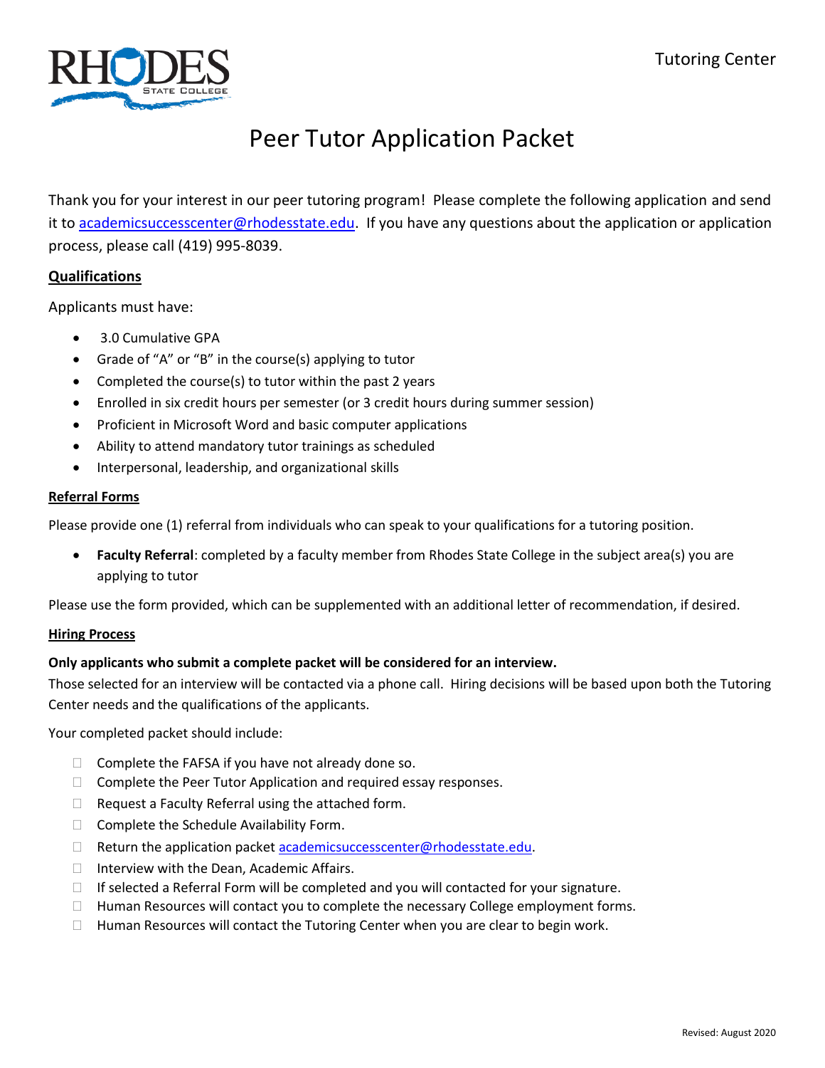Tutoring Center

# Peer Tutor Application Packet

Thank you for your interest in our peer tutoring program! Please complete the following application and send it to academicsuccesscenter@rhodesstate.edu. If you have any questions about the application or application process, please call (419) 995-8039.

## Qualifications

Applicants must have:

- 3.0 Cumulative GPA
- Grade of "A" or "B" in the course(s) applying to tutor
- Completed the course(s) to tutor within the past 2 years
- Enrolled in six credit hours per semester (or 3 credit hours during summer session)
- Proficient in Microsoft Word and basic computer applications
- Ability to attend mandatory tutor trainings as scheduled
- Interpersonal, leadership, and organizational skills

## Referral Forms

Please provide one (1) referral from individuals who can speak to your qualifications for a tutoring position.

- **Faculty Referral**: completed by a faculty member from Rhodes State College in the subject area(s) you are applying to tutor

Please use the form provided, which can be supplemented with an additional letter of recommendation, if desired.

## Hiring Process

**Only applicants who submit a complete packet will be considered for an interview.**

Those selected for an interview will be contacted via a phone call. Hiring decisions will be based upon both the Tutoring Center needs and the qualifications of the applicants.

Your completed packet should include:

- ☐ Complete the FAFSA if you have not already done so.
- ☐ Complete the Peer Tutor Application and required essay responses.
- ☐ Request a Faculty Referral using the attached form.
- ☐ Complete the Schedule Availability Form.
- ☐ Return the application packet academicsuccesscenter@rhodesstate.edu.
- ☐ Interview with the Dean, Academic Affairs.
- ☐ If selected a Referral Form will be completed and you will contacted for your signature.
- ☐ Human Resources will contact you to complete the necessary College employment forms.
- ☐ Human Resources will contact the Tutoring Center when you are clear to begin work.

Revised: August 2020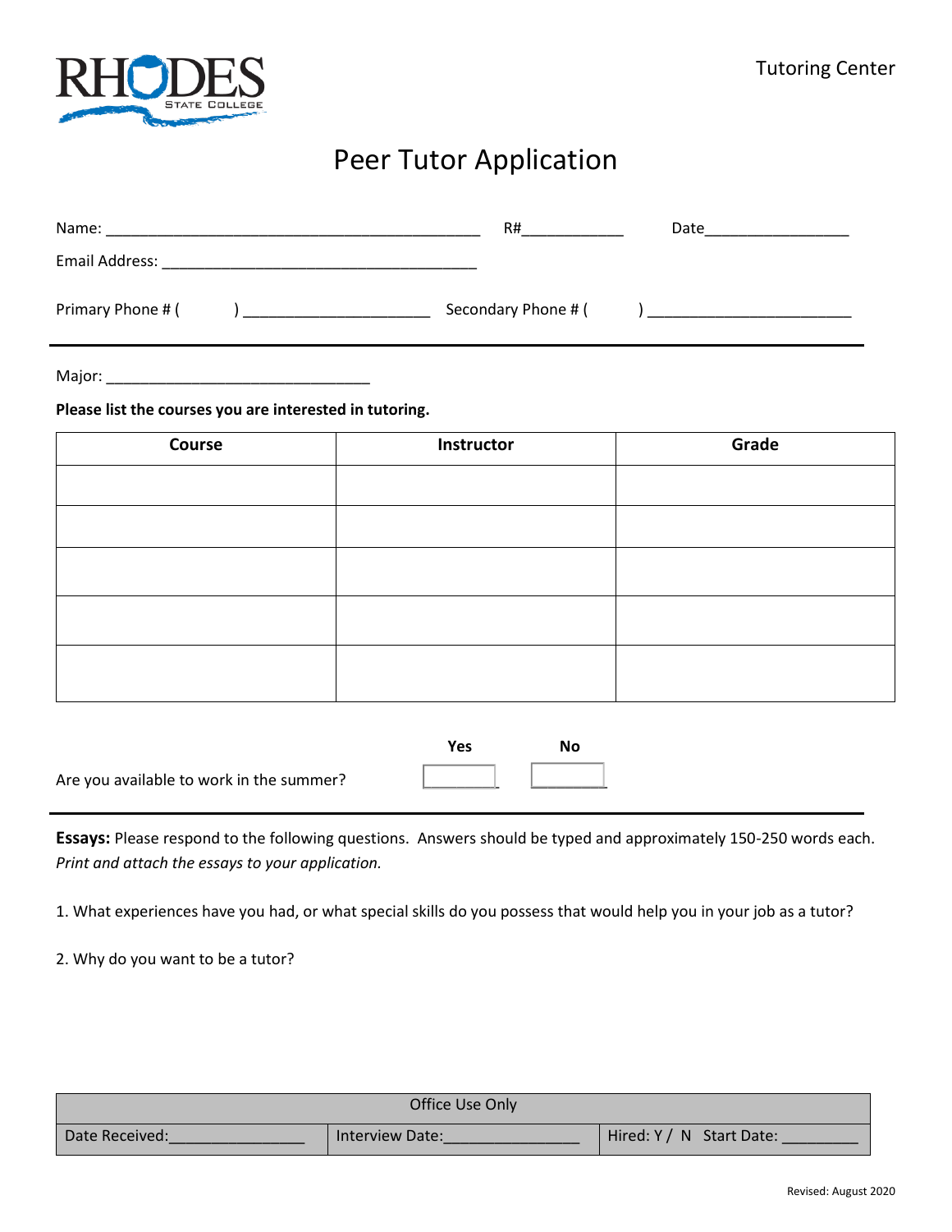RHODES STATE COLLEGE

Tutoring Center

# Peer Tutor Application

Name: ____________________________________________ R#___________ Date________________

Email Address: _____________________________________

Primary Phone # (      ) ____________________ Secondary Phone # (      ) ______________________

Major: ______________________________

**Please list the courses you are interested in tutoring.**

| Course | Instructor | Grade |
|---|---|---|
| | | |
| | | |
| | | |
| | | |
| | | |

| | Yes | No |
|---|---|---|
| Are you available to work in the summer? | ☐ | ☐ |

**Essays:** Please respond to the following questions. Answers should be typed and approximately 150-250 words each. *Print and attach the essays to your application.*

1. What experiences have you had, or what special skills do you possess that would help you in your job as a tutor?

2. Why do you want to be a tutor?

| Office Use Only | | |
|---|---|---|
| Date Received:_______________ | Interview Date:_______________ | Hired: Y / N Start Date: ________ |

Revised: August 2020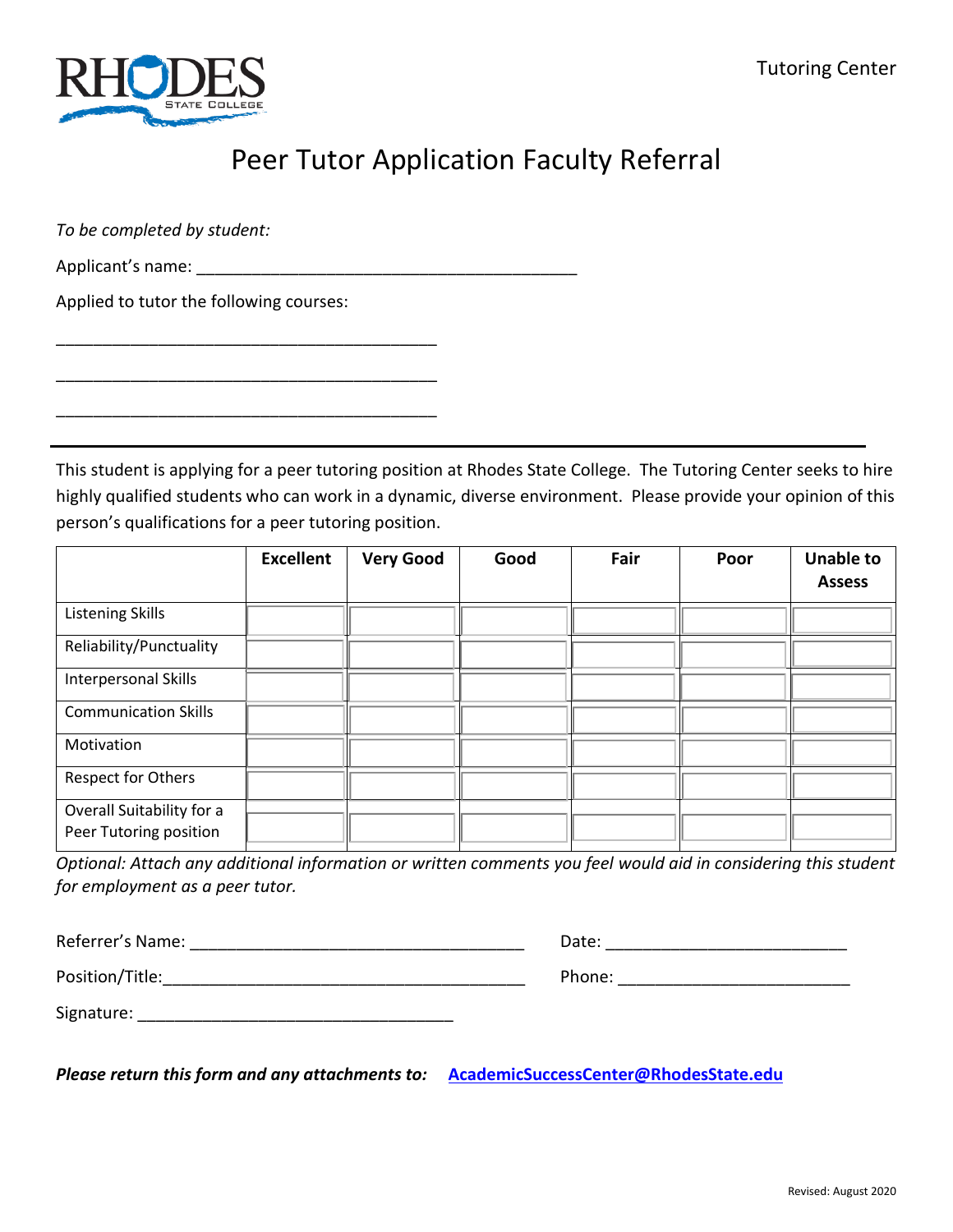# Peer Tutor Application Faculty Referral

Tutoring Center

*To be completed by student:*

Applicant's name: ___________________________________________

Applied to tutor the following courses:

___________________________________________

___________________________________________

___________________________________________

---

This student is applying for a peer tutoring position at Rhodes State College. The Tutoring Center seeks to hire highly qualified students who can work in a dynamic, diverse environment. Please provide your opinion of this person's qualifications for a peer tutoring position.

| | Excellent | Very Good | Good | Fair | Poor | Unable to Assess |
|---|---|---|---|---|---|---|
| Listening Skills | | | | | | |
| Reliability/Punctuality | | | | | | |
| Interpersonal Skills | | | | | | |
| Communication Skills | | | | | | |
| Motivation | | | | | | |
| Respect for Others | | | | | | |
| Overall Suitability for a Peer Tutoring position | | | | | | |

*Optional: Attach any additional information or written comments you feel would aid in considering this student for employment as a peer tutor.*

Referrer's Name: _____________________________________ Date: ___________________________

Position/Title:_______________________________________ Phone: __________________________

Signature: ___________________________________

***Please return this form and any attachments to:*** **AcademicSuccessCenter@RhodesState.edu**

Revised: August 2020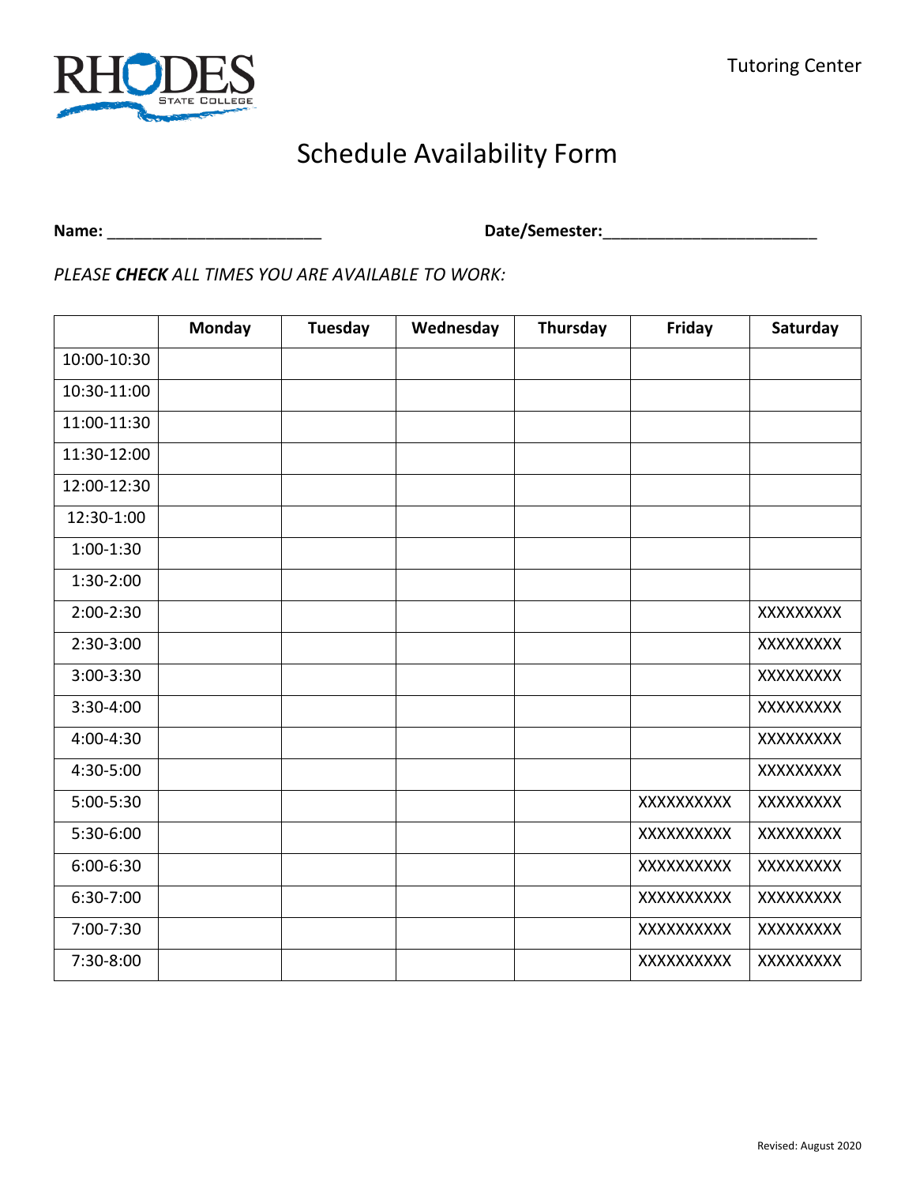Tutoring Center

# Schedule Availability Form

**Name:** ________________________ **Date/Semester:**________________________

*PLEASE **CHECK** ALL TIMES YOU ARE AVAILABLE TO WORK:*

| | Monday | Tuesday | Wednesday | Thursday | Friday | Saturday |
|---|---|---|---|---|---|---|
| 10:00-10:30 | | | | | | |
| 10:30-11:00 | | | | | | |
| 11:00-11:30 | | | | | | |
| 11:30-12:00 | | | | | | |
| 12:00-12:30 | | | | | | |
| 12:30-1:00 | | | | | | |
| 1:00-1:30 | | | | | | |
| 1:30-2:00 | | | | | | |
| 2:00-2:30 | | | | | | XXXXXXXXX |
| 2:30-3:00 | | | | | | XXXXXXXXX |
| 3:00-3:30 | | | | | | XXXXXXXXX |
| 3:30-4:00 | | | | | | XXXXXXXXX |
| 4:00-4:30 | | | | | | XXXXXXXXX |
| 4:30-5:00 | | | | | | XXXXXXXXX |
| 5:00-5:30 | | | | | XXXXXXXXXX | XXXXXXXXX |
| 5:30-6:00 | | | | | XXXXXXXXXX | XXXXXXXXX |
| 6:00-6:30 | | | | | XXXXXXXXXX | XXXXXXXXX |
| 6:30-7:00 | | | | | XXXXXXXXXX | XXXXXXXXX |
| 7:00-7:30 | | | | | XXXXXXXXXX | XXXXXXXXX |
| 7:30-8:00 | | | | | XXXXXXXXXX | XXXXXXXXX |

Revised: August 2020